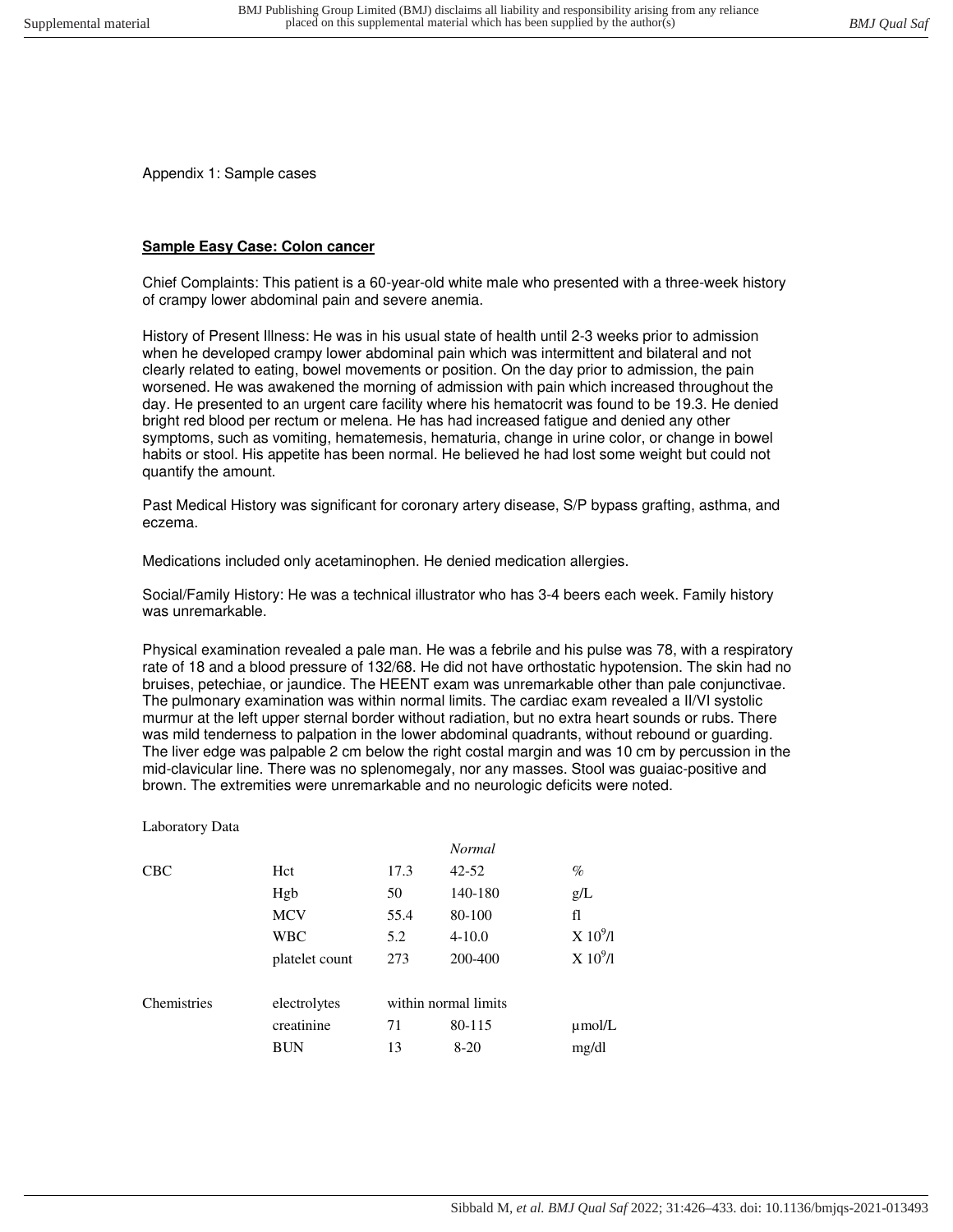Appendix 1: Sample cases

## Sample Easy Case: Colon cancer

Chief Complaints: This patient is a 60-year-old white male who presented with a three-week history of crampy lower abdominal pain and severe anemia.

History of Present Illness: He was in his usual state of health until 2-3 weeks prior to admission when he developed crampy lower abdominal pain which was intermittent and bilateral and not clearly related to eating, bowel movements or position. On the day prior to admission, the pain worsened. He was awakened the morning of admission with pain which increased throughout the day. He presented to an urgent care facility where his hematocrit was found to be 19.3. He denied bright red blood per rectum or melena. He has had increased fatigue and denied any other symptoms, such as vomiting, hematemesis, hematuria, change in urine color, or change in bowel habits or stool. His appetite has been normal. He believed he had lost some weight but could not quantify the amount.

Past Medical History was significant for coronary artery disease, S/P bypass grafting, asthma, and eczema.

Medications included only acetaminophen. He denied medication allergies.

Social/Family History: He was a technical illustrator who has 3-4 beers each week. Family history was unremarkable.

Physical examination revealed a pale man. He was a febrile and his pulse was 78, with a respiratory rate of 18 and a blood pressure of 132/68. He did not have orthostatic hypotension. The skin had no bruises, petechiae, or jaundice. The HEENT exam was unremarkable other than pale conjunctivae. The pulmonary examination was within normal limits. The cardiac exam revealed a II/VI systolic murmur at the left upper sternal border without radiation, but no extra heart sounds or rubs. There was mild tenderness to palpation in the lower abdominal quadrants, without rebound or guarding. The liver edge was palpable 2 cm below the right costal margin and was 10 cm by percussion in the mid-clavicular line. There was no splenomegaly, nor any masses. Stool was guaiac-positive and brown. The extremities were unremarkable and no neurologic deficits were noted.

Laboratory Data

| | | | *Normal* | |
|---|---|---|---|---|
| CBC | Hct | 17.3 | 42-52 | % |
| | Hgb | 50 | 140-180 | g/L |
| | MCV | 55.4 | 80-100 | fl |
| | WBC | 5.2 | 4-10.0 | X $10^9$/l |
| | platelet count | 273 | 200-400 | X $10^9$/l |
| Chemistries | electrolytes | within normal limits | | |
| | creatinine | 71 | 80-115 | µmol/L |
| | BUN | 13 | 8-20 | mg/dl |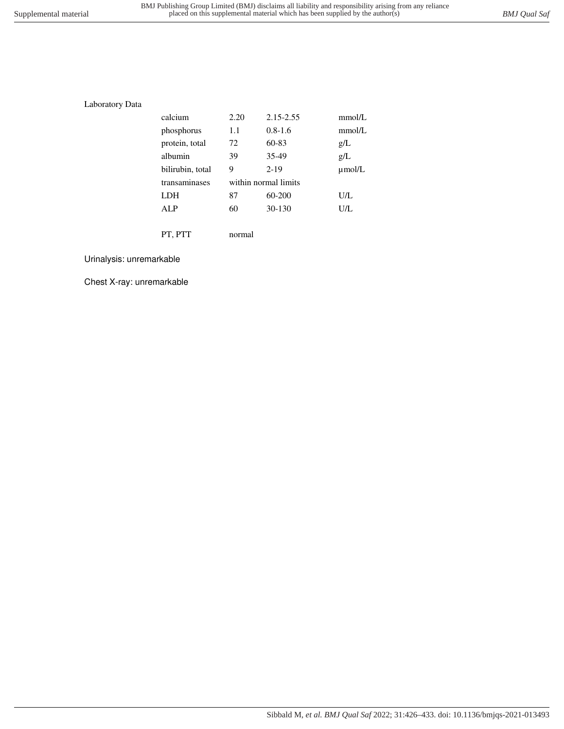Laboratory Data

| | | | |
|---|---|---|---|
| calcium | 2.20 | 2.15-2.55 | mmol/L |
| phosphorus | 1.1 | 0.8-1.6 | mmol/L |
| protein, total | 72 | 60-83 | g/L |
| albumin | 39 | 35-49 | g/L |
| bilirubin, total | 9 | 2-19 | µmol/L |
| transaminases | within normal limits | | |
| LDH | 87 | 60-200 | U/L |
| ALP | 60 | 30-130 | U/L |
| | | | |
| PT, PTT | normal | | |

Urinalysis: unremarkable

Chest X-ray: unremarkable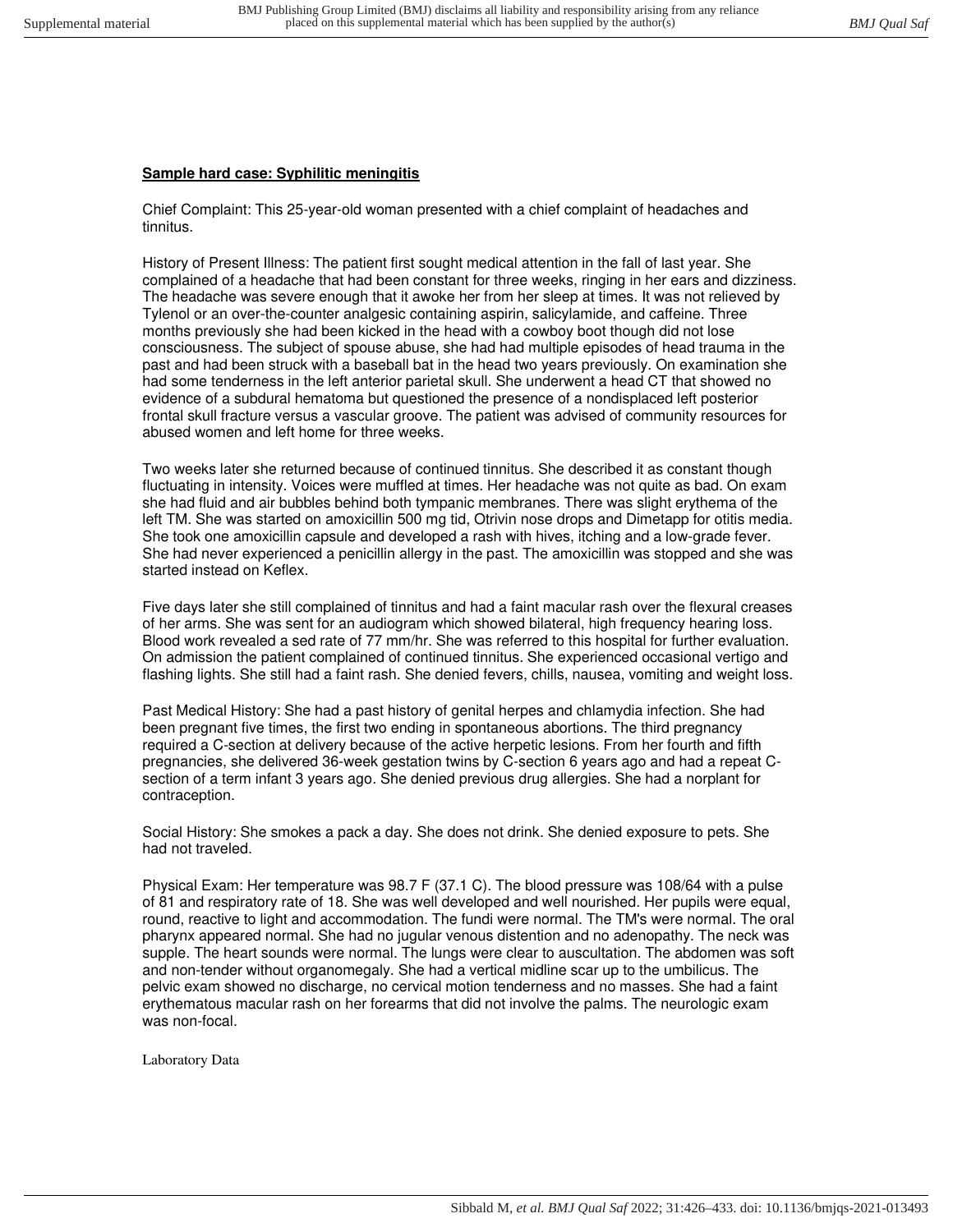**Sample hard case: Syphilitic meningitis**

Chief Complaint: This 25-year-old woman presented with a chief complaint of headaches and tinnitus.

History of Present Illness: The patient first sought medical attention in the fall of last year. She complained of a headache that had been constant for three weeks, ringing in her ears and dizziness. The headache was severe enough that it awoke her from her sleep at times. It was not relieved by Tylenol or an over-the-counter analgesic containing aspirin, salicylamide, and caffeine. Three months previously she had been kicked in the head with a cowboy boot though did not lose consciousness. The subject of spouse abuse, she had had multiple episodes of head trauma in the past and had been struck with a baseball bat in the head two years previously. On examination she had some tenderness in the left anterior parietal skull. She underwent a head CT that showed no evidence of a subdural hematoma but questioned the presence of a nondisplaced left posterior frontal skull fracture versus a vascular groove. The patient was advised of community resources for abused women and left home for three weeks.

Two weeks later she returned because of continued tinnitus. She described it as constant though fluctuating in intensity. Voices were muffled at times. Her headache was not quite as bad. On exam she had fluid and air bubbles behind both tympanic membranes. There was slight erythema of the left TM. She was started on amoxicillin 500 mg tid, Otrivin nose drops and Dimetapp for otitis media. She took one amoxicillin capsule and developed a rash with hives, itching and a low-grade fever. She had never experienced a penicillin allergy in the past. The amoxicillin was stopped and she was started instead on Keflex.

Five days later she still complained of tinnitus and had a faint macular rash over the flexural creases of her arms. She was sent for an audiogram which showed bilateral, high frequency hearing loss. Blood work revealed a sed rate of 77 mm/hr. She was referred to this hospital for further evaluation. On admission the patient complained of continued tinnitus. She experienced occasional vertigo and flashing lights. She still had a faint rash. She denied fevers, chills, nausea, vomiting and weight loss.

Past Medical History: She had a past history of genital herpes and chlamydia infection. She had been pregnant five times, the first two ending in spontaneous abortions. The third pregnancy required a C-section at delivery because of the active herpetic lesions. From her fourth and fifth pregnancies, she delivered 36-week gestation twins by C-section 6 years ago and had a repeat C-section of a term infant 3 years ago. She denied previous drug allergies. She had a norplant for contraception.

Social History: She smokes a pack a day. She does not drink. She denied exposure to pets. She had not traveled.

Physical Exam: Her temperature was 98.7 F (37.1 C). The blood pressure was 108/64 with a pulse of 81 and respiratory rate of 18. She was well developed and well nourished. Her pupils were equal, round, reactive to light and accommodation. The fundi were normal. The TM's were normal. The oral pharynx appeared normal. She had no jugular venous distention and no adenopathy. The neck was supple. The heart sounds were normal. The lungs were clear to auscultation. The abdomen was soft and non-tender without organomegaly. She had a vertical midline scar up to the umbilicus. The pelvic exam showed no discharge, no cervical motion tenderness and no masses. She had a faint erythematous macular rash on her forearms that did not involve the palms. The neurologic exam was non-focal.

Laboratory Data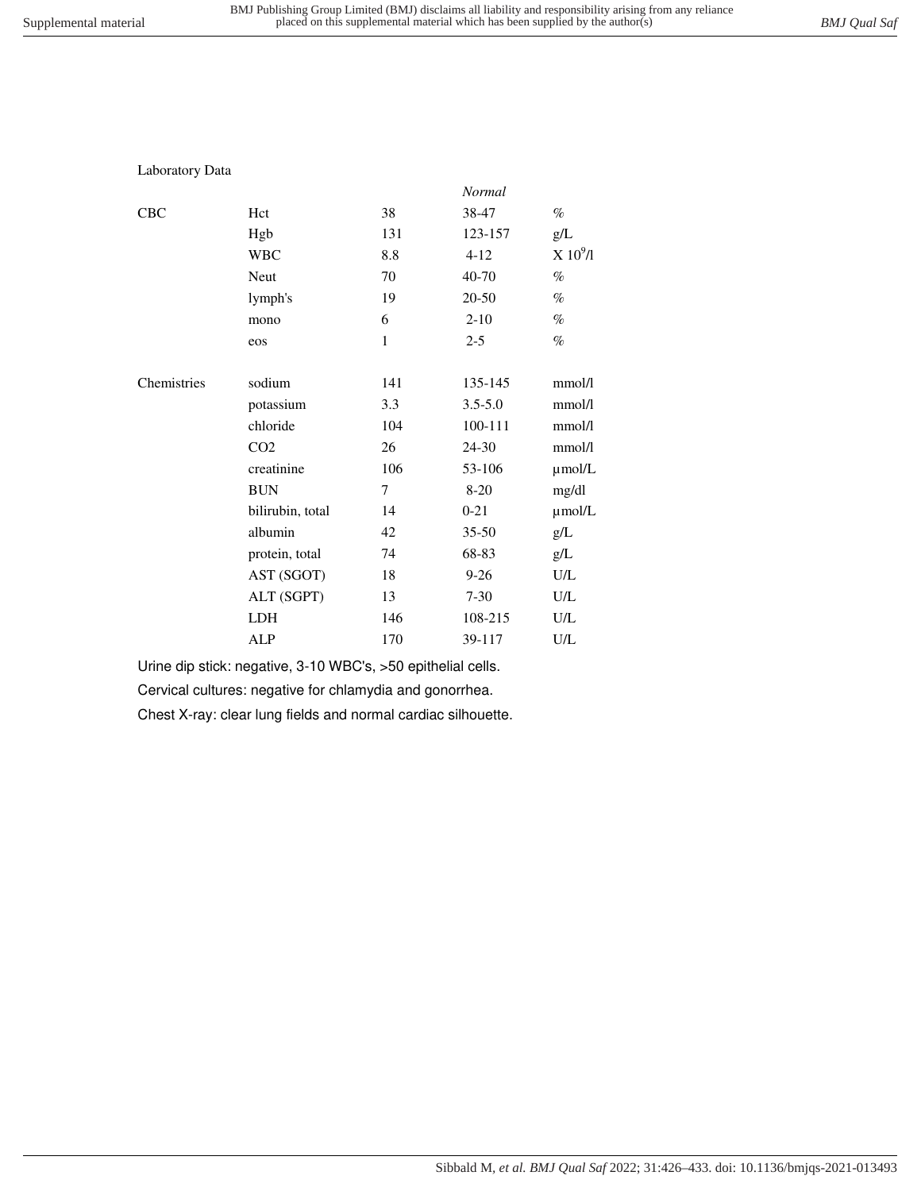Laboratory Data

| | | | *Normal* | |
|---|---|---|---|---|
| CBC | Hct | 38 | 38-47 | % |
| | Hgb | 131 | 123-157 | g/L |
| | WBC | 8.8 | 4-12 | X $10^9$/l |
| | Neut | 70 | 40-70 | % |
| | lymph's | 19 | 20-50 | % |
| | mono | 6 | 2-10 | % |
| | eos | 1 | 2-5 | % |
| Chemistries | sodium | 141 | 135-145 | mmol/l |
| | potassium | 3.3 | 3.5-5.0 | mmol/l |
| | chloride | 104 | 100-111 | mmol/l |
| | $CO_2$ | 26 | 24-30 | mmol/l |
| | creatinine | 106 | 53-106 | µmol/L |
| | BUN | 7 | 8-20 | mg/dl |
| | bilirubin, total | 14 | 0-21 | µmol/L |
| | albumin | 42 | 35-50 | g/L |
| | protein, total | 74 | 68-83 | g/L |
| | AST (SGOT) | 18 | 9-26 | U/L |
| | ALT (SGPT) | 13 | 7-30 | U/L |
| | LDH | 146 | 108-215 | U/L |
| | ALP | 170 | 39-117 | U/L |

Urine dip stick: negative, 3-10 WBC's, >50 epithelial cells.

Cervical cultures: negative for chlamydia and gonorrhea.

Chest X-ray: clear lung fields and normal cardiac silhouette.